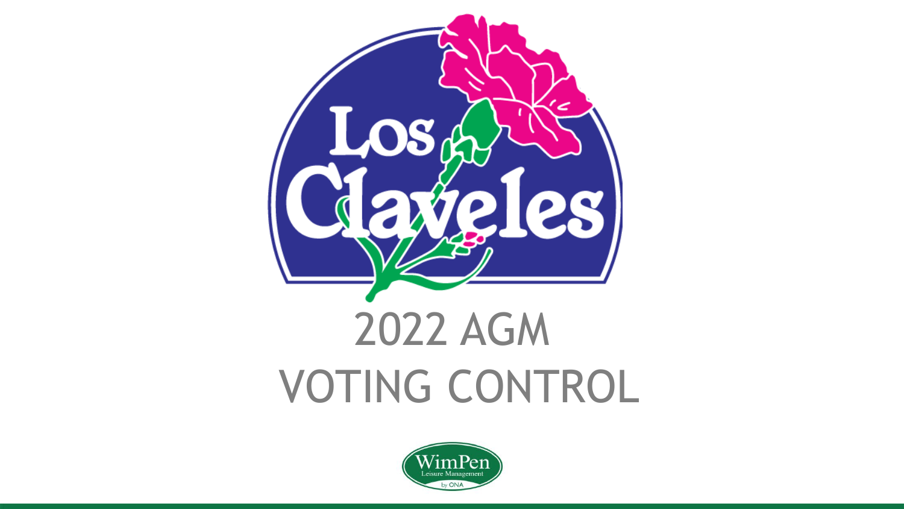Los Claveles

# 2022 AGM VOTING CONTROL

WimPen Leisure Management by ONA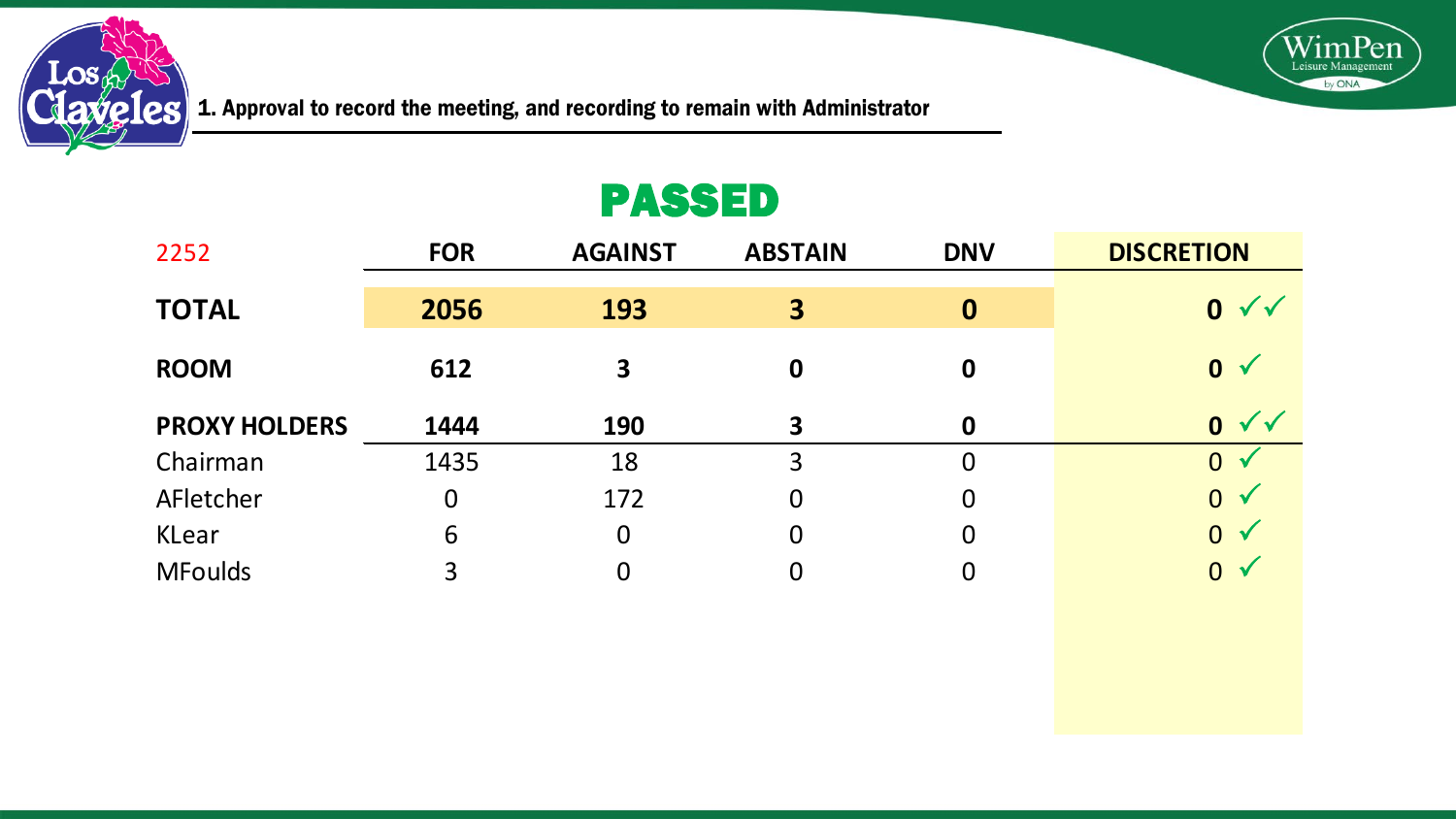## 1. Approval to record the meeting, and recording to remain with Administrator

# PASSED

| 2252 | FOR | AGAINST | ABSTAIN | DNV | DISCRETION |
|---|---|---|---|---|---|
| **TOTAL** | **2056** | **193** | **3** | **0** | **0** ✓✓ |
| **ROOM** | **612** | **3** | **0** | **0** | **0** ✓ |
| **PROXY HOLDERS** | **1444** | **190** | **3** | **0** | **0** ✓✓ |
| Chairman | 1435 | 18 | 3 | 0 | 0 ✓ |
| AFletcher | 0 | 172 | 0 | 0 | 0 ✓ |
| KLear | 6 | 0 | 0 | 0 | 0 ✓ |
| MFoulds | 3 | 0 | 0 | 0 | 0 ✓ |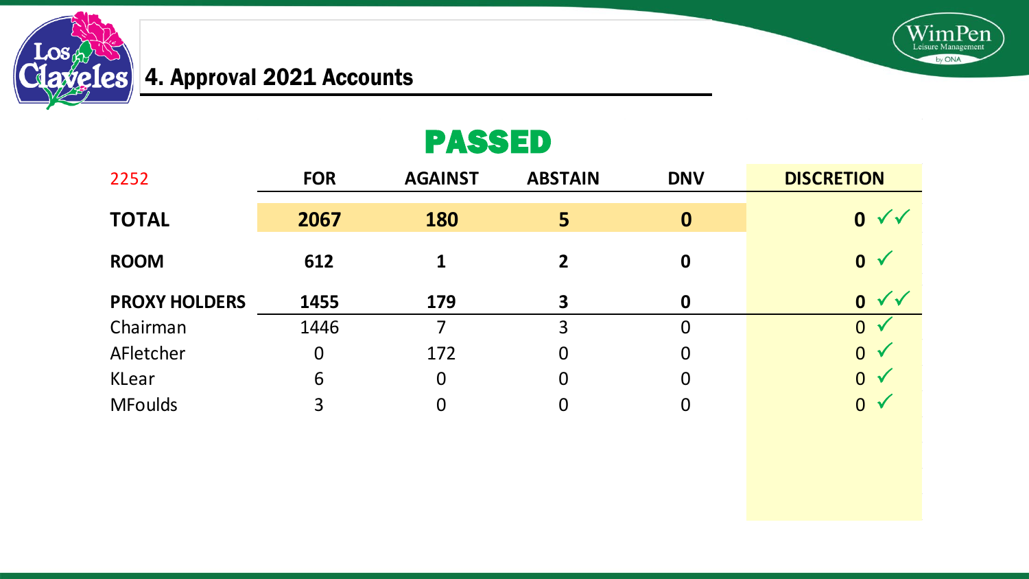# 4. Approval 2021 Accounts

## PASSED

| 2252 | FOR | AGAINST | ABSTAIN | DNV | DISCRETION |
|---|---|---|---|---|---|
| **TOTAL** | **2067** | **180** | **5** | **0** | **0** ✓✓ |
| **ROOM** | **612** | **1** | **2** | **0** | **0** ✓ |
| **PROXY HOLDERS** | **1455** | **179** | **3** | **0** | **0** ✓✓ |
| Chairman | 1446 | 7 | 3 | 0 | 0 ✓ |
| AFletcher | 0 | 172 | 0 | 0 | 0 ✓ |
| KLear | 6 | 0 | 0 | 0 | 0 ✓ |
| MFoulds | 3 | 0 | 0 | 0 | 0 ✓ |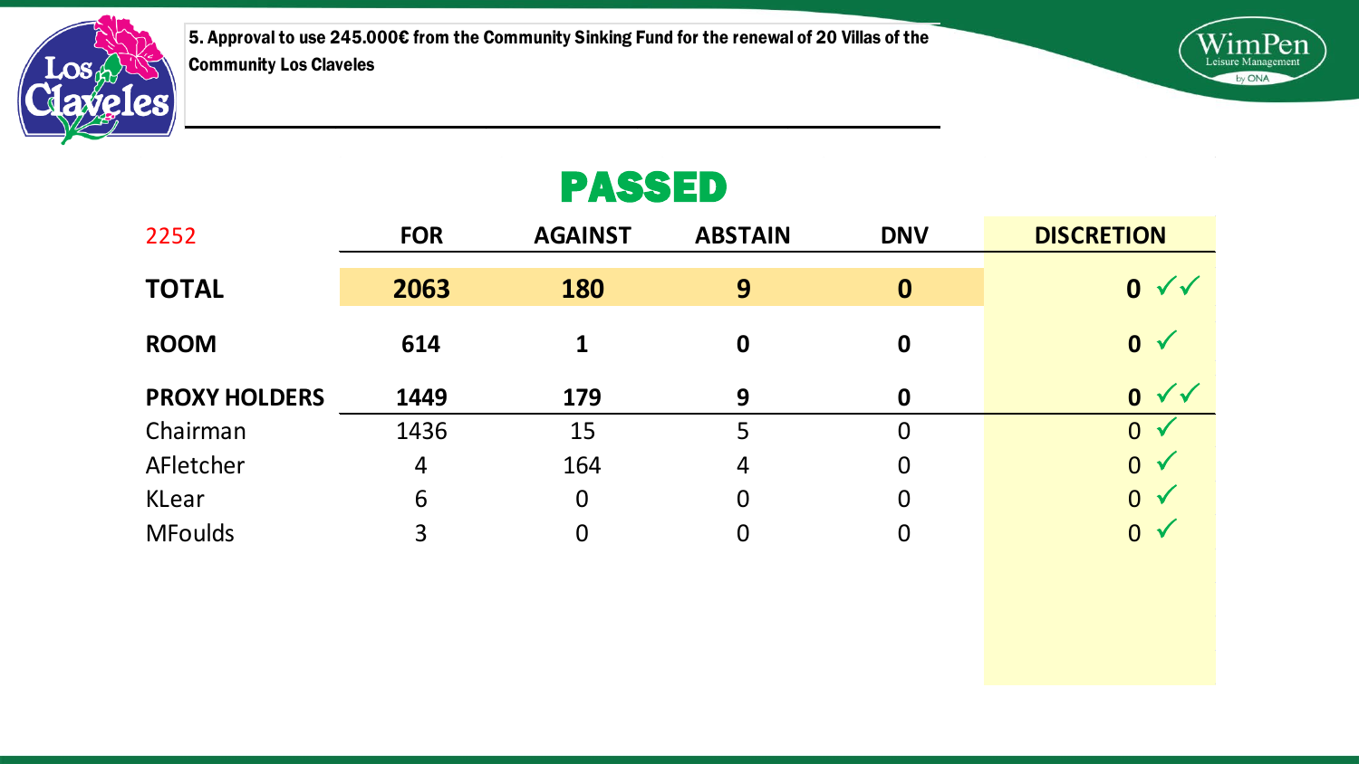5. Approval to use 245.000€ from the Community Sinking Fund for the renewal of 20 Villas of the Community Los Claveles

# PASSED

| 2252 | FOR | AGAINST | ABSTAIN | DNV | DISCRETION |
|---|---|---|---|---|---|
| **TOTAL** | **2063** | **180** | **9** | **0** | **0** ✓✓ |
| **ROOM** | **614** | **1** | **0** | **0** | **0** ✓ |
| **PROXY HOLDERS** | **1449** | **179** | **9** | **0** | **0** ✓✓ |
| Chairman | 1436 | 15 | 5 | 0 | 0 ✓ |
| AFletcher | 4 | 164 | 4 | 0 | 0 ✓ |
| KLear | 6 | 0 | 0 | 0 | 0 ✓ |
| MFoulds | 3 | 0 | 0 | 0 | 0 ✓ |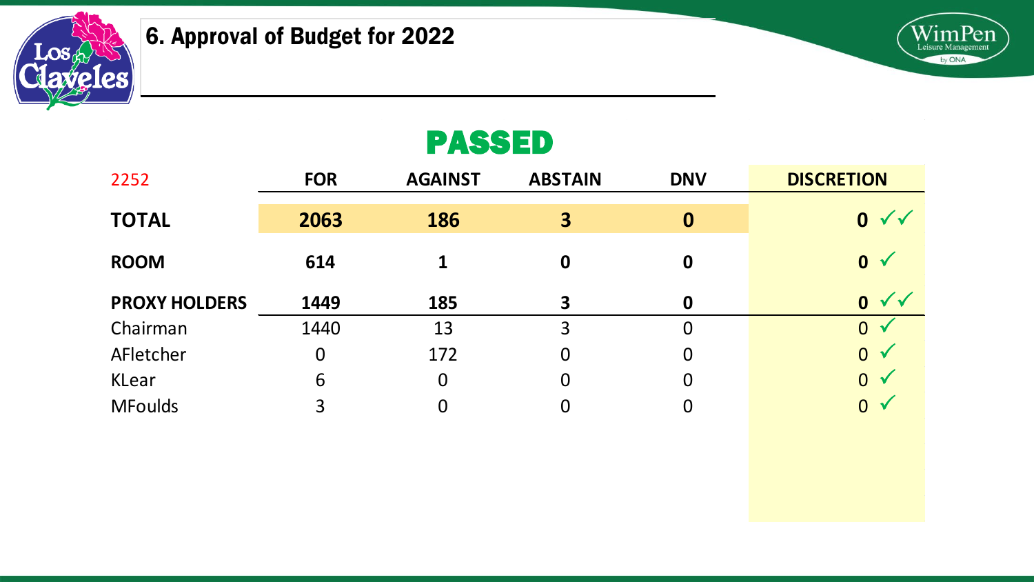# 6. Approval of Budget for 2022

## PASSED

| 2252 | FOR | AGAINST | ABSTAIN | DNV | DISCRETION |
|---|---|---|---|---|---|
| **TOTAL** | **2063** | **186** | **3** | **0** | **0** ✓✓ |
| **ROOM** | **614** | **1** | **0** | **0** | **0** ✓ |
| **PROXY HOLDERS** | **1449** | **185** | **3** | **0** | **0** ✓✓ |
| Chairman | 1440 | 13 | 3 | 0 | 0 ✓ |
| AFletcher | 0 | 172 | 0 | 0 | 0 ✓ |
| KLear | 6 | 0 | 0 | 0 | 0 ✓ |
| MFoulds | 3 | 0 | 0 | 0 | 0 ✓ |